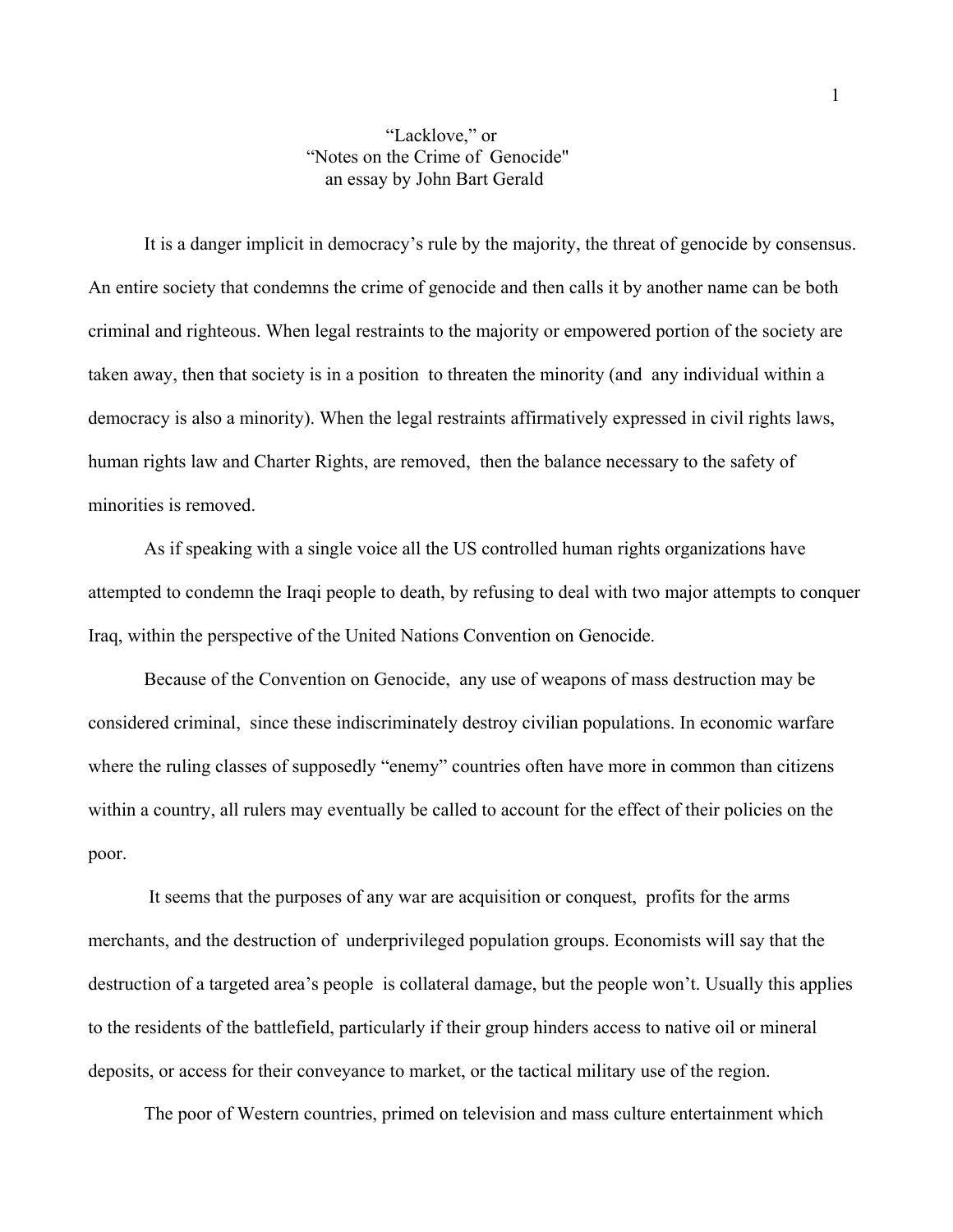# "Lacklove," or "Notes on the Crime of Genocide"

an essay by John Bart Gerald

It is a danger implicit in democracy's rule by the majority, the threat of genocide by consensus. An entire society that condemns the crime of genocide and then calls it by another name can be both criminal and righteous. When legal restraints to the majority or empowered portion of the society are taken away, then that society is in a position to threaten the minority (and any individual within a democracy is also a minority). When the legal restraints affirmatively expressed in civil rights laws, human rights law and Charter Rights, are removed, then the balance necessary to the safety of minorities is removed.

As if speaking with a single voice all the US controlled human rights organizations have attempted to condemn the Iraqi people to death, by refusing to deal with two major attempts to conquer Iraq, within the perspective of the United Nations Convention on Genocide.

Because of the Convention on Genocide, any use of weapons of mass destruction may be considered criminal, since these indiscriminately destroy civilian populations. In economic warfare where the ruling classes of supposedly "enemy" countries often have more in common than citizens within a country, all rulers may eventually be called to account for the effect of their policies on the poor.

It seems that the purposes of any war are acquisition or conquest, profits for the arms merchants, and the destruction of underprivileged population groups. Economists will say that the destruction of a targeted area's people is collateral damage, but the people won't. Usually this applies to the residents of the battlefield, particularly if their group hinders access to native oil or mineral deposits, or access for their conveyance to market, or the tactical military use of the region.

The poor of Western countries, primed on television and mass culture entertainment which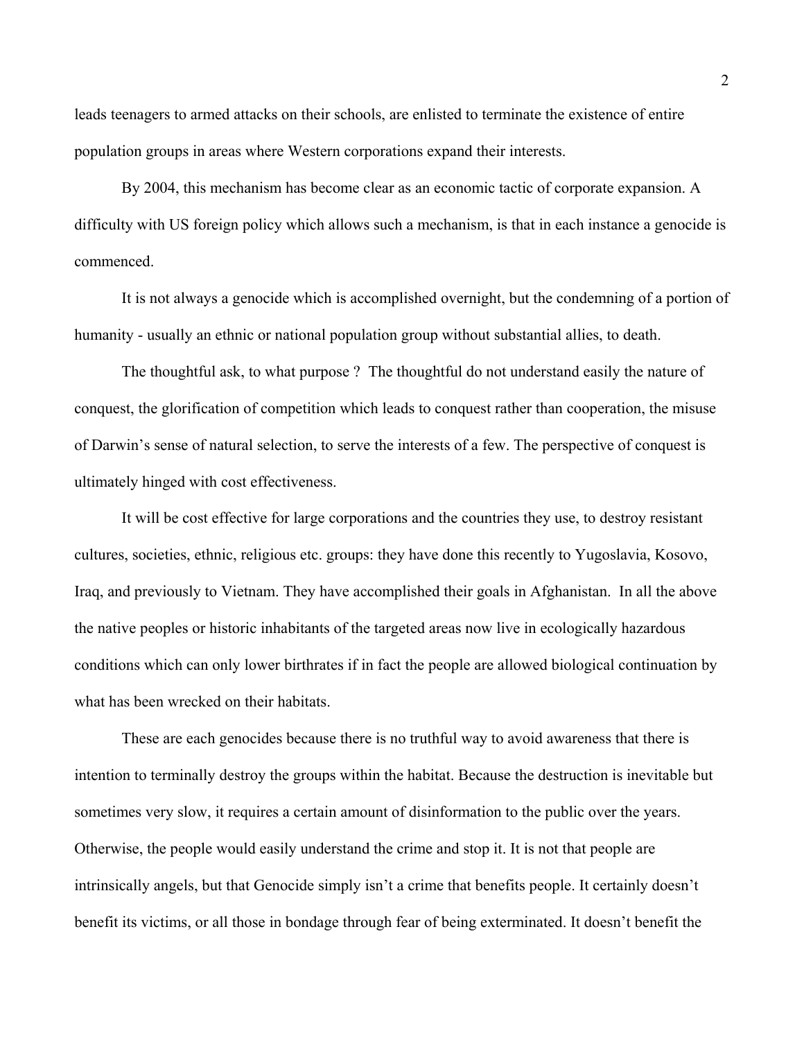leads teenagers to armed attacks on their schools, are enlisted to terminate the existence of entire population groups in areas where Western corporations expand their interests.

By 2004, this mechanism has become clear as an economic tactic of corporate expansion. A difficulty with US foreign policy which allows such a mechanism, is that in each instance a genocide is commenced.

It is not always a genocide which is accomplished overnight, but the condemning of a portion of humanity - usually an ethnic or national population group without substantial allies, to death.

The thoughtful ask, to what purpose ? The thoughtful do not understand easily the nature of conquest, the glorification of competition which leads to conquest rather than cooperation, the misuse of Darwin's sense of natural selection, to serve the interests of a few. The perspective of conquest is ultimately hinged with cost effectiveness.

It will be cost effective for large corporations and the countries they use, to destroy resistant cultures, societies, ethnic, religious etc. groups: they have done this recently to Yugoslavia, Kosovo, Iraq, and previously to Vietnam. They have accomplished their goals in Afghanistan. In all the above the native peoples or historic inhabitants of the targeted areas now live in ecologically hazardous conditions which can only lower birthrates if in fact the people are allowed biological continuation by what has been wrecked on their habitats.

These are each genocides because there is no truthful way to avoid awareness that there is intention to terminally destroy the groups within the habitat. Because the destruction is inevitable but sometimes very slow, it requires a certain amount of disinformation to the public over the years. Otherwise, the people would easily understand the crime and stop it. It is not that people are intrinsically angels, but that Genocide simply isn't a crime that benefits people. It certainly doesn't benefit its victims, or all those in bondage through fear of being exterminated. It doesn't benefit the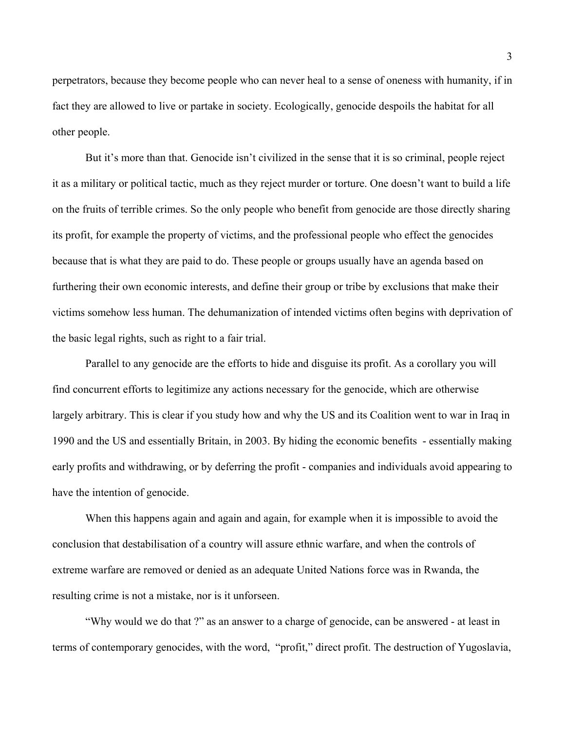perpetrators, because they become people who can never heal to a sense of oneness with humanity, if in fact they are allowed to live or partake in society. Ecologically, genocide despoils the habitat for all other people.

But it's more than that. Genocide isn't civilized in the sense that it is so criminal, people reject it as a military or political tactic, much as they reject murder or torture. One doesn't want to build a life on the fruits of terrible crimes. So the only people who benefit from genocide are those directly sharing its profit, for example the property of victims, and the professional people who effect the genocides because that is what they are paid to do. These people or groups usually have an agenda based on furthering their own economic interests, and define their group or tribe by exclusions that make their victims somehow less human. The dehumanization of intended victims often begins with deprivation of the basic legal rights, such as right to a fair trial.

Parallel to any genocide are the efforts to hide and disguise its profit. As a corollary you will find concurrent efforts to legitimize any actions necessary for the genocide, which are otherwise largely arbitrary. This is clear if you study how and why the US and its Coalition went to war in Iraq in 1990 and the US and essentially Britain, in 2003. By hiding the economic benefits - essentially making early profits and withdrawing, or by deferring the profit - companies and individuals avoid appearing to have the intention of genocide.

When this happens again and again and again, for example when it is impossible to avoid the conclusion that destabilisation of a country will assure ethnic warfare, and when the controls of extreme warfare are removed or denied as an adequate United Nations force was in Rwanda, the resulting crime is not a mistake, nor is it unforseen.

"Why would we do that ?" as an answer to a charge of genocide, can be answered - at least in terms of contemporary genocides, with the word, "profit," direct profit. The destruction of Yugoslavia,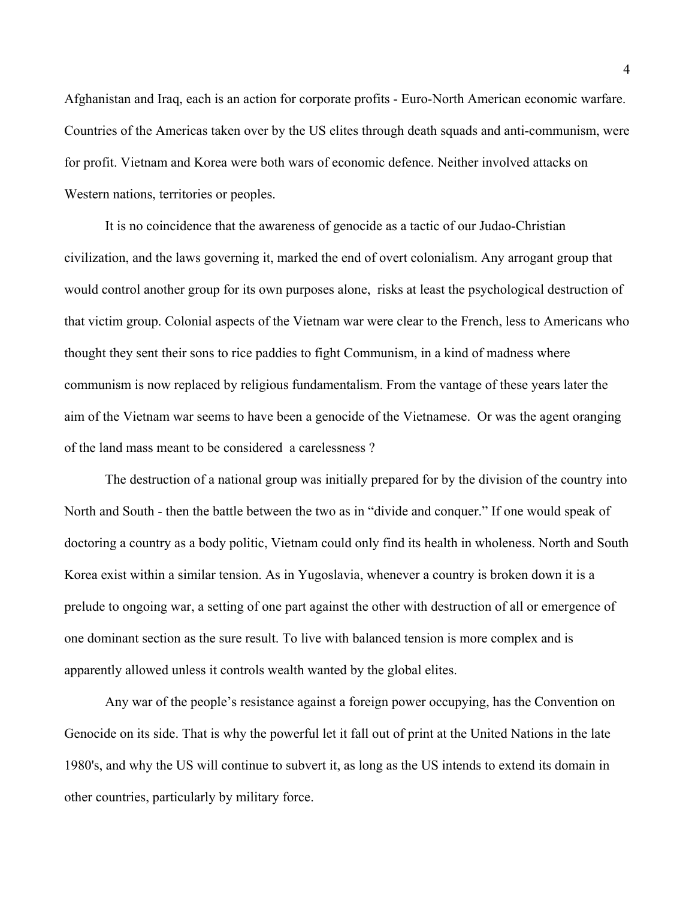Afghanistan and Iraq, each is an action for corporate profits - Euro-North American economic warfare. Countries of the Americas taken over by the US elites through death squads and anti-communism, were for profit. Vietnam and Korea were both wars of economic defence. Neither involved attacks on Western nations, territories or peoples.

It is no coincidence that the awareness of genocide as a tactic of our Judao-Christian civilization, and the laws governing it, marked the end of overt colonialism. Any arrogant group that would control another group for its own purposes alone, risks at least the psychological destruction of that victim group. Colonial aspects of the Vietnam war were clear to the French, less to Americans who thought they sent their sons to rice paddies to fight Communism, in a kind of madness where communism is now replaced by religious fundamentalism. From the vantage of these years later the aim of the Vietnam war seems to have been a genocide of the Vietnamese. Or was the agent oranging of the land mass meant to be considered a carelessness ?

The destruction of a national group was initially prepared for by the division of the country into North and South - then the battle between the two as in "divide and conquer." If one would speak of doctoring a country as a body politic, Vietnam could only find its health in wholeness. North and South Korea exist within a similar tension. As in Yugoslavia, whenever a country is broken down it is a prelude to ongoing war, a setting of one part against the other with destruction of all or emergence of one dominant section as the sure result. To live with balanced tension is more complex and is apparently allowed unless it controls wealth wanted by the global elites.

Any war of the people's resistance against a foreign power occupying, has the Convention on Genocide on its side. That is why the powerful let it fall out of print at the United Nations in the late 1980's, and why the US will continue to subvert it, as long as the US intends to extend its domain in other countries, particularly by military force.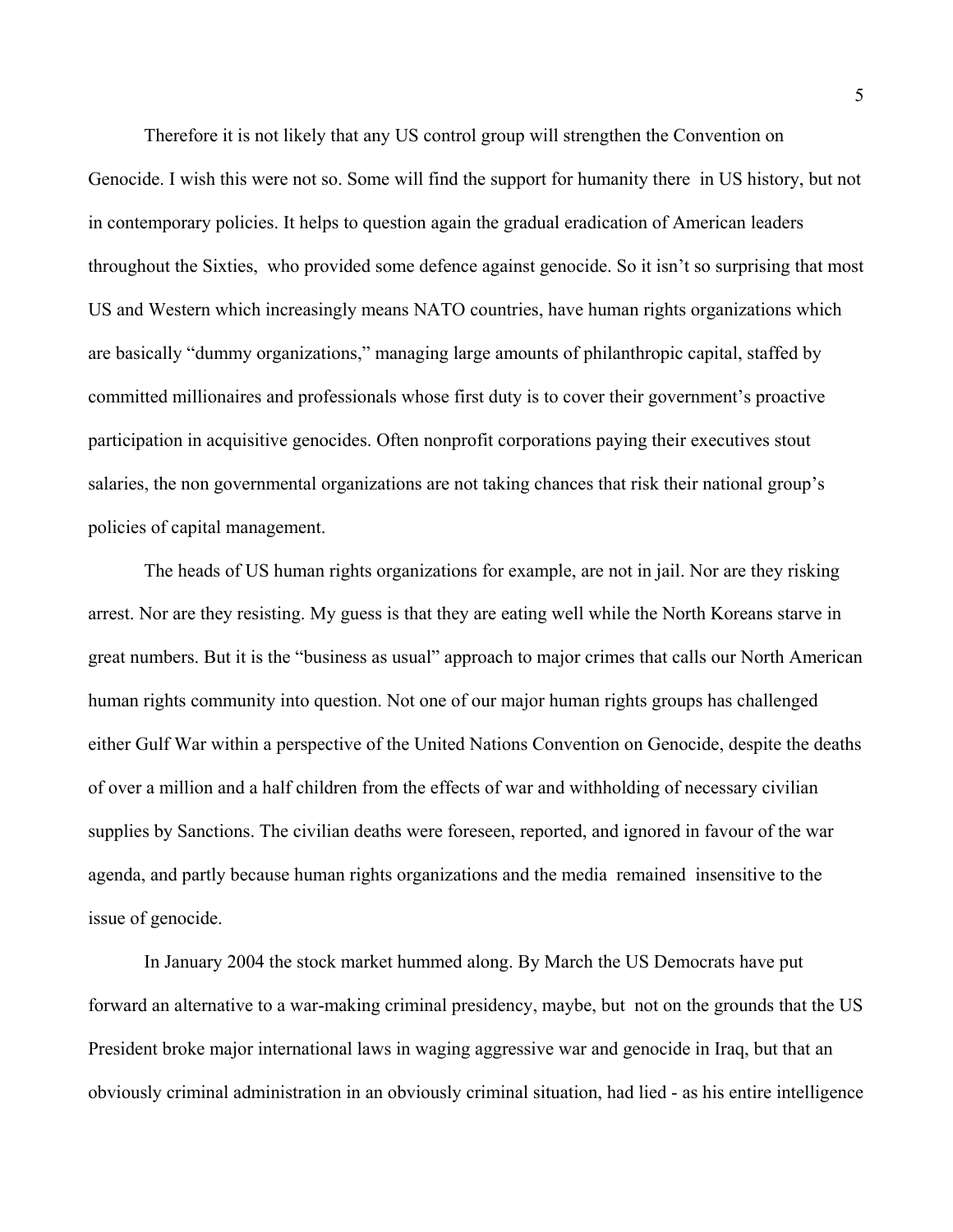Therefore it is not likely that any US control group will strengthen the Convention on Genocide. I wish this were not so. Some will find the support for humanity there in US history, but not in contemporary policies. It helps to question again the gradual eradication of American leaders throughout the Sixties, who provided some defence against genocide. So it isn't so surprising that most US and Western which increasingly means NATO countries, have human rights organizations which are basically "dummy organizations," managing large amounts of philanthropic capital, staffed by committed millionaires and professionals whose first duty is to cover their government's proactive participation in acquisitive genocides. Often nonprofit corporations paying their executives stout salaries, the non governmental organizations are not taking chances that risk their national group's policies of capital management.

The heads of US human rights organizations for example, are not in jail. Nor are they risking arrest. Nor are they resisting. My guess is that they are eating well while the North Koreans starve in great numbers. But it is the "business as usual" approach to major crimes that calls our North American human rights community into question. Not one of our major human rights groups has challenged either Gulf War within a perspective of the United Nations Convention on Genocide, despite the deaths of over a million and a half children from the effects of war and withholding of necessary civilian supplies by Sanctions. The civilian deaths were foreseen, reported, and ignored in favour of the war agenda, and partly because human rights organizations and the media remained insensitive to the issue of genocide.

In January 2004 the stock market hummed along. By March the US Democrats have put forward an alternative to a war-making criminal presidency, maybe, but not on the grounds that the US President broke major international laws in waging aggressive war and genocide in Iraq, but that an obviously criminal administration in an obviously criminal situation, had lied - as his entire intelligence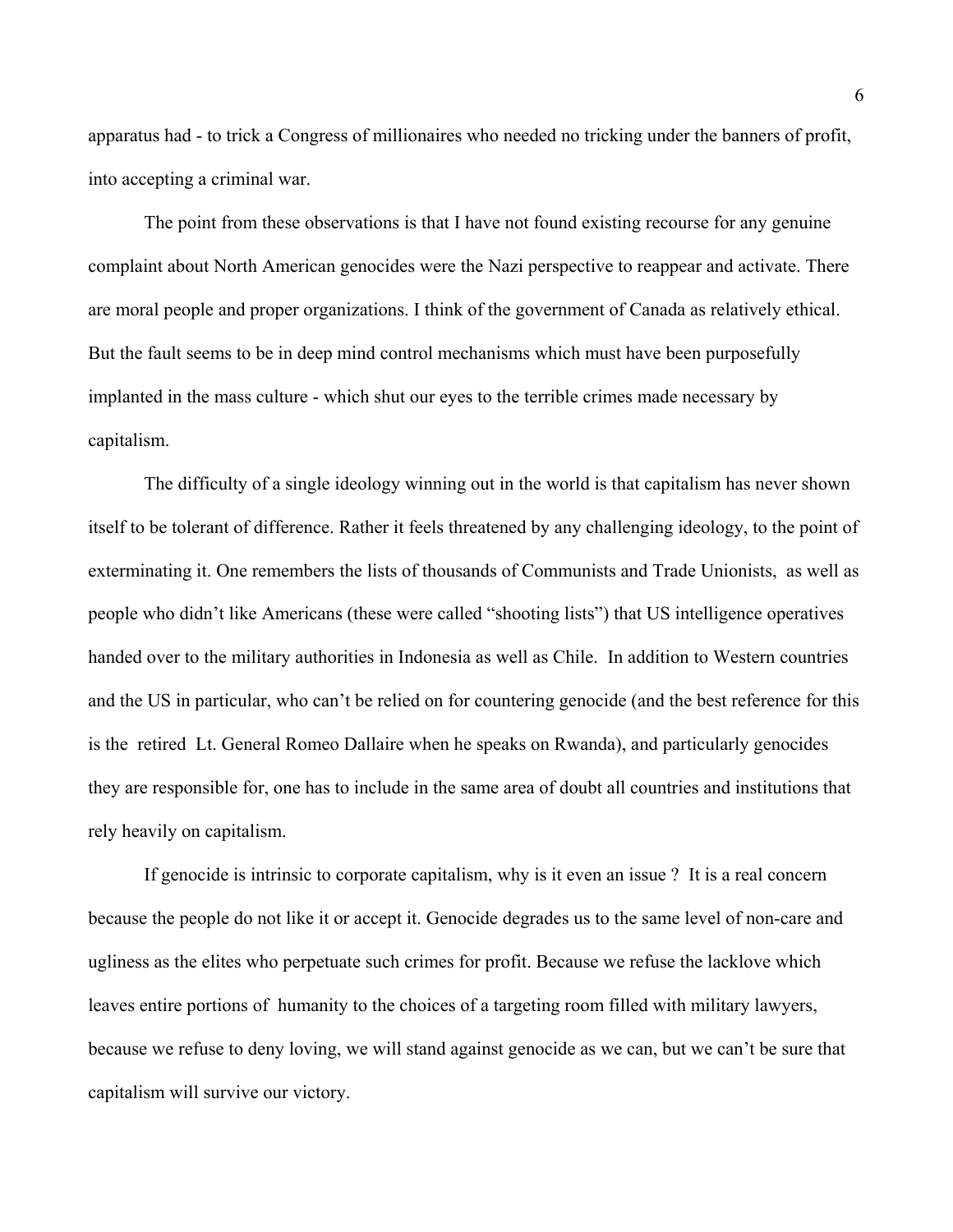apparatus had - to trick a Congress of millionaires who needed no tricking under the banners of profit, into accepting a criminal war.

The point from these observations is that I have not found existing recourse for any genuine complaint about North American genocides were the Nazi perspective to reappear and activate. There are moral people and proper organizations. I think of the government of Canada as relatively ethical. But the fault seems to be in deep mind control mechanisms which must have been purposefully implanted in the mass culture - which shut our eyes to the terrible crimes made necessary by capitalism.

The difficulty of a single ideology winning out in the world is that capitalism has never shown itself to be tolerant of difference. Rather it feels threatened by any challenging ideology, to the point of exterminating it. One remembers the lists of thousands of Communists and Trade Unionists, as well as people who didn't like Americans (these were called "shooting lists") that US intelligence operatives handed over to the military authorities in Indonesia as well as Chile. In addition to Western countries and the US in particular, who can't be relied on for countering genocide (and the best reference for this is the retired Lt. General Romeo Dallaire when he speaks on Rwanda), and particularly genocides they are responsible for, one has to include in the same area of doubt all countries and institutions that rely heavily on capitalism.

If genocide is intrinsic to corporate capitalism, why is it even an issue ? It is a real concern because the people do not like it or accept it. Genocide degrades us to the same level of non-care and ugliness as the elites who perpetuate such crimes for profit. Because we refuse the lacklove which leaves entire portions of humanity to the choices of a targeting room filled with military lawyers, because we refuse to deny loving, we will stand against genocide as we can, but we can't be sure that capitalism will survive our victory.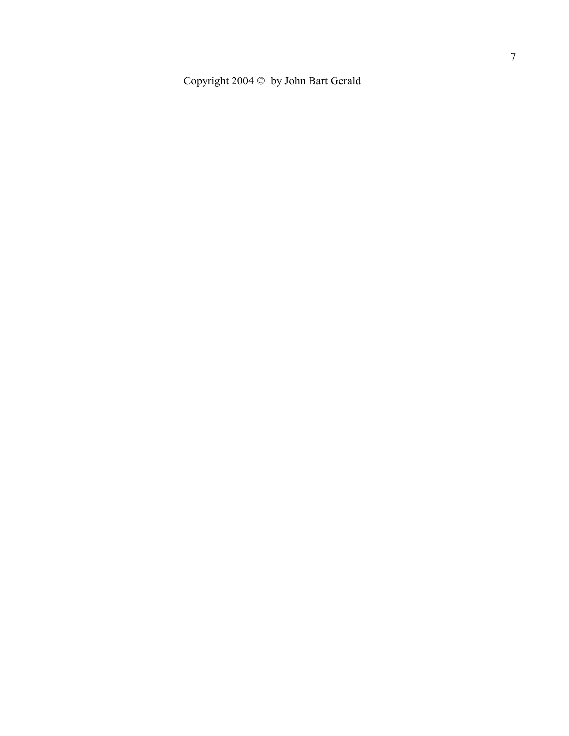Copyright 2004 © by John Bart Gerald